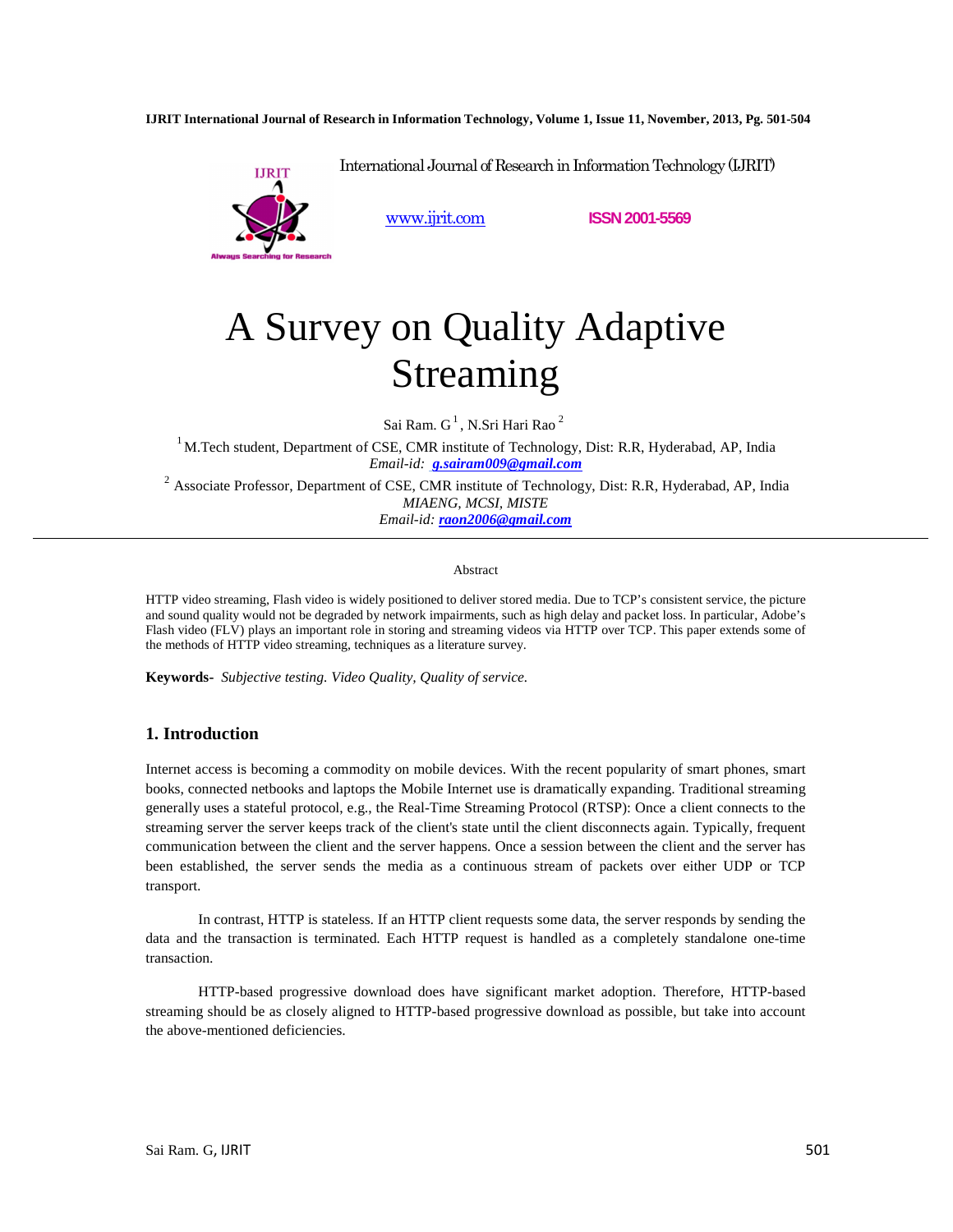International Journal of Research in Information Technology (IJRIT)

www.ijrit.com ISSN 2001-5569

# A Survey on Quality Adaptive Streaming

Sai Ram. G [1], N.Sri Hari Rao [2]

[1] M.Tech student, Department of CSE, CMR institute of Technology, Dist: R.R, Hyderabad, AP, India
*Email-id: g.sairam009@gmail.com*

[2] Associate Professor, Department of CSE, CMR institute of Technology, Dist: R.R, Hyderabad, AP, India
*MIAENG, MCSI, MISTE*
*Email-id: raon2006@gmail.com*

---

Abstract

HTTP video streaming, Flash video is widely positioned to deliver stored media. Due to TCP's consistent service, the picture and sound quality would not be degraded by network impairments, such as high delay and packet loss. In particular, Adobe's Flash video (FLV) plays an important role in storing and streaming videos via HTTP over TCP. This paper extends some of the methods of HTTP video streaming, techniques as a literature survey.

**Keywords-** *Subjective testing. Video Quality, Quality of service.*

## 1. Introduction

Internet access is becoming a commodity on mobile devices. With the recent popularity of smart phones, smart books, connected netbooks and laptops the Mobile Internet use is dramatically expanding. Traditional streaming generally uses a stateful protocol, e.g., the Real-Time Streaming Protocol (RTSP): Once a client connects to the streaming server the server keeps track of the client's state until the client disconnects again. Typically, frequent communication between the client and the server happens. Once a session between the client and the server has been established, the server sends the media as a continuous stream of packets over either UDP or TCP transport.

In contrast, HTTP is stateless. If an HTTP client requests some data, the server responds by sending the data and the transaction is terminated. Each HTTP request is handled as a completely standalone one-time transaction.

HTTP-based progressive download does have significant market adoption. Therefore, HTTP-based streaming should be as closely aligned to HTTP-based progressive download as possible, but take into account the above-mentioned deficiencies.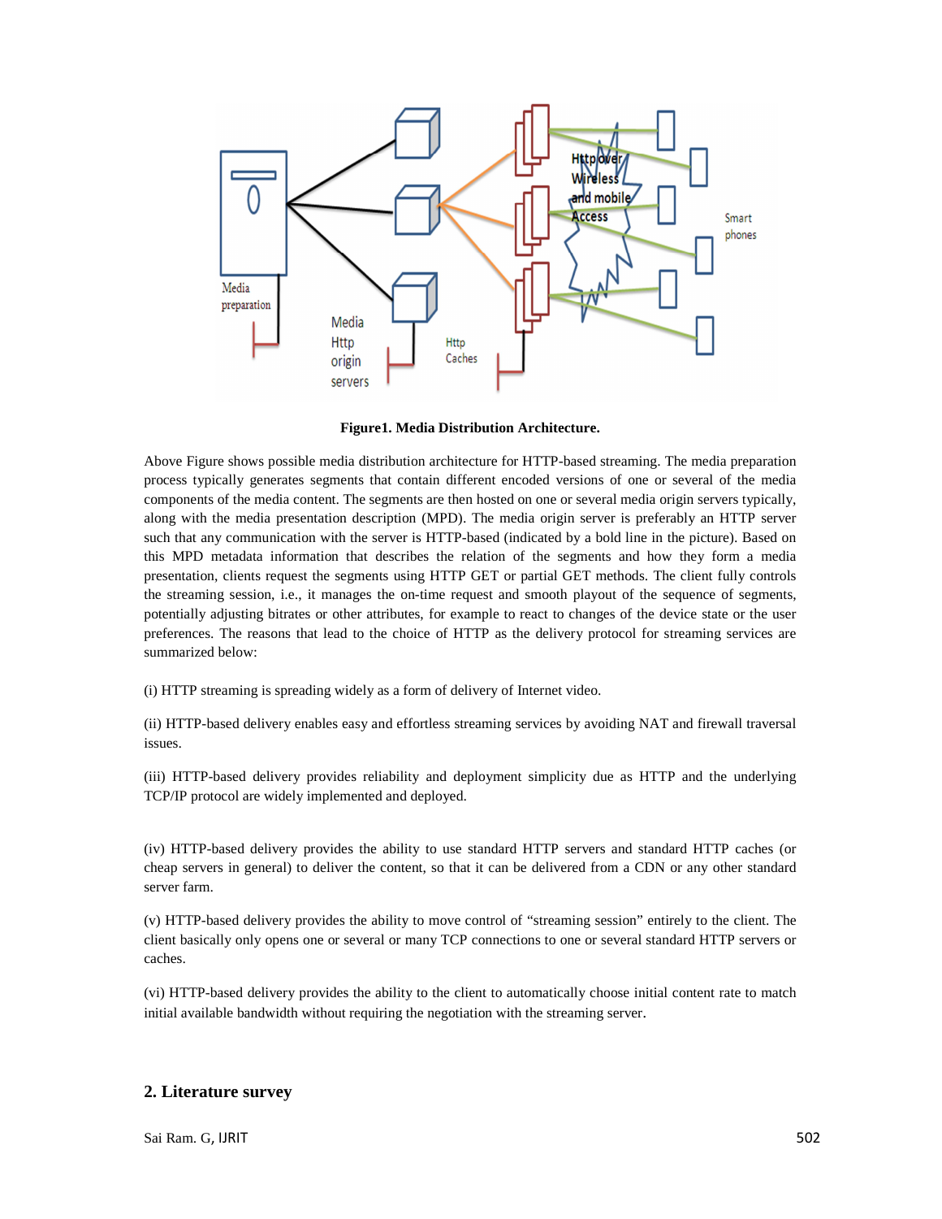**Figure1. Media Distribution Architecture.**

Above Figure shows possible media distribution architecture for HTTP-based streaming. The media preparation process typically generates segments that contain different encoded versions of one or several of the media components of the media content. The segments are then hosted on one or several media origin servers typically, along with the media presentation description (MPD). The media origin server is preferably an HTTP server such that any communication with the server is HTTP-based (indicated by a bold line in the picture). Based on this MPD metadata information that describes the relation of the segments and how they form a media presentation, clients request the segments using HTTP GET or partial GET methods. The client fully controls the streaming session, i.e., it manages the on-time request and smooth playout of the sequence of segments, potentially adjusting bitrates or other attributes, for example to react to changes of the device state or the user preferences. The reasons that lead to the choice of HTTP as the delivery protocol for streaming services are summarized below:

(i) HTTP streaming is spreading widely as a form of delivery of Internet video.

(ii) HTTP-based delivery enables easy and effortless streaming services by avoiding NAT and firewall traversal issues.

(iii) HTTP-based delivery provides reliability and deployment simplicity due as HTTP and the underlying TCP/IP protocol are widely implemented and deployed.

(iv) HTTP-based delivery provides the ability to use standard HTTP servers and standard HTTP caches (or cheap servers in general) to deliver the content, so that it can be delivered from a CDN or any other standard server farm.

(v) HTTP-based delivery provides the ability to move control of "streaming session" entirely to the client. The client basically only opens one or several or many TCP connections to one or several standard HTTP servers or caches.

(vi) HTTP-based delivery provides the ability to the client to automatically choose initial content rate to match initial available bandwidth without requiring the negotiation with the streaming server.

## 2. Literature survey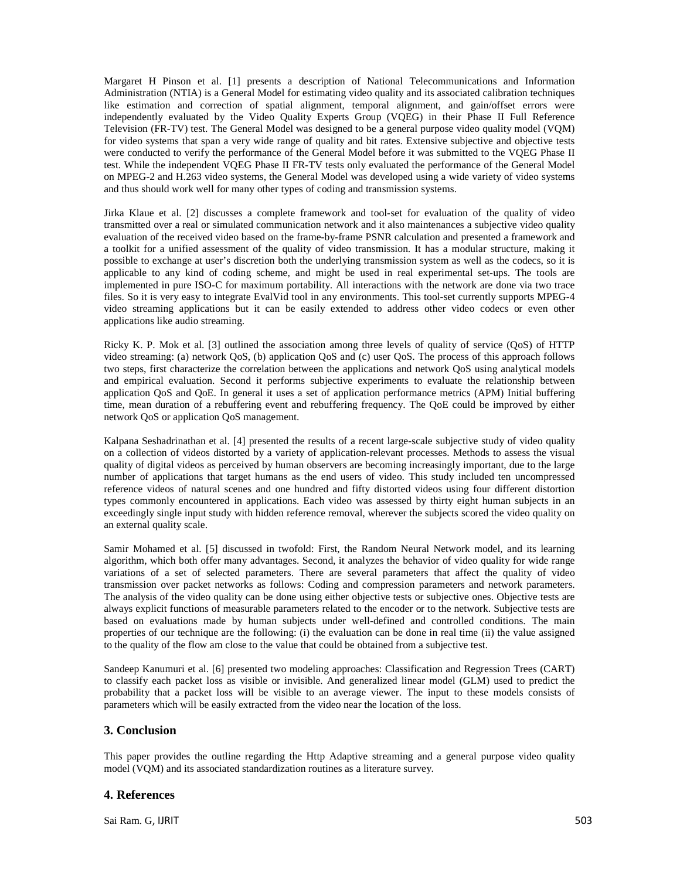Margaret H Pinson et al. [1] presents a description of National Telecommunications and Information Administration (NTIA) is a General Model for estimating video quality and its associated calibration techniques like estimation and correction of spatial alignment, temporal alignment, and gain/offset errors were independently evaluated by the Video Quality Experts Group (VQEG) in their Phase II Full Reference Television (FR-TV) test. The General Model was designed to be a general purpose video quality model (VQM) for video systems that span a very wide range of quality and bit rates. Extensive subjective and objective tests were conducted to verify the performance of the General Model before it was submitted to the VQEG Phase II test. While the independent VQEG Phase II FR-TV tests only evaluated the performance of the General Model on MPEG-2 and H.263 video systems, the General Model was developed using a wide variety of video systems and thus should work well for many other types of coding and transmission systems.

Jirka Klaue et al. [2] discusses a complete framework and tool-set for evaluation of the quality of video transmitted over a real or simulated communication network and it also maintenances a subjective video quality evaluation of the received video based on the frame-by-frame PSNR calculation and presented a framework and a toolkit for a unified assessment of the quality of video transmission. It has a modular structure, making it possible to exchange at user's discretion both the underlying transmission system as well as the codecs, so it is applicable to any kind of coding scheme, and might be used in real experimental set-ups. The tools are implemented in pure ISO-C for maximum portability. All interactions with the network are done via two trace files. So it is very easy to integrate EvalVid tool in any environments. This tool-set currently supports MPEG-4 video streaming applications but it can be easily extended to address other video codecs or even other applications like audio streaming.

Ricky K. P. Mok et al. [3] outlined the association among three levels of quality of service (QoS) of HTTP video streaming: (a) network QoS, (b) application QoS and (c) user QoS. The process of this approach follows two steps, first characterize the correlation between the applications and network QoS using analytical models and empirical evaluation. Second it performs subjective experiments to evaluate the relationship between application QoS and QoE. In general it uses a set of application performance metrics (APM) Initial buffering time, mean duration of a rebuffering event and rebuffering frequency. The QoE could be improved by either network QoS or application QoS management.

Kalpana Seshadrinathan et al. [4] presented the results of a recent large-scale subjective study of video quality on a collection of videos distorted by a variety of application-relevant processes. Methods to assess the visual quality of digital videos as perceived by human observers are becoming increasingly important, due to the large number of applications that target humans as the end users of video. This study included ten uncompressed reference videos of natural scenes and one hundred and fifty distorted videos using four different distortion types commonly encountered in applications. Each video was assessed by thirty eight human subjects in an exceedingly single input study with hidden reference removal, wherever the subjects scored the video quality on an external quality scale.

Samir Mohamed et al. [5] discussed in twofold: First, the Random Neural Network model, and its learning algorithm, which both offer many advantages. Second, it analyzes the behavior of video quality for wide range variations of a set of selected parameters. There are several parameters that affect the quality of video transmission over packet networks as follows: Coding and compression parameters and network parameters. The analysis of the video quality can be done using either objective tests or subjective ones. Objective tests are always explicit functions of measurable parameters related to the encoder or to the network. Subjective tests are based on evaluations made by human subjects under well-defined and controlled conditions. The main properties of our technique are the following: (i) the evaluation can be done in real time (ii) the value assigned to the quality of the flow am close to the value that could be obtained from a subjective test.

Sandeep Kanumuri et al. [6] presented two modeling approaches: Classification and Regression Trees (CART) to classify each packet loss as visible or invisible. And generalized linear model (GLM) used to predict the probability that a packet loss will be visible to an average viewer. The input to these models consists of parameters which will be easily extracted from the video near the location of the loss.

## 3. Conclusion

This paper provides the outline regarding the Http Adaptive streaming and a general purpose video quality model (VQM) and its associated standardization routines as a literature survey.

## 4. References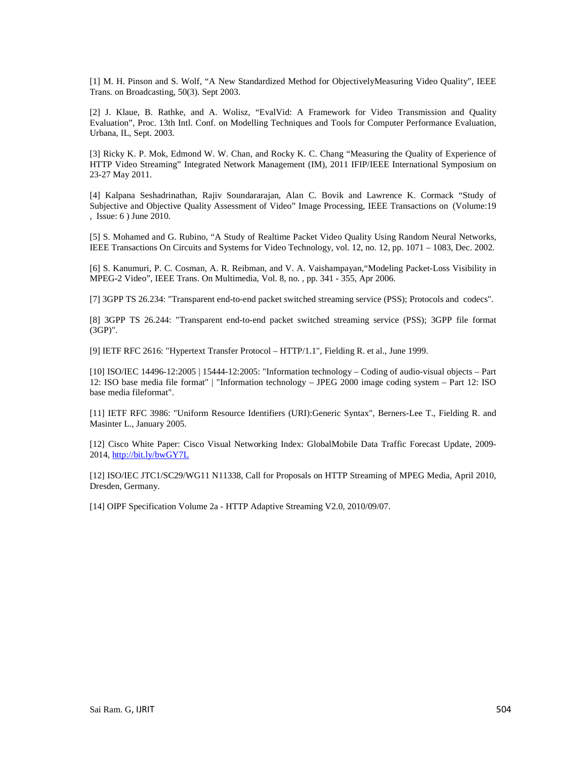[1] M. H. Pinson and S. Wolf, “A New Standardized Method for ObjectivelyMeasuring Video Quality”, IEEE Trans. on Broadcasting, 50(3). Sept 2003.

[2] J. Klaue, B. Rathke, and A. Wolisz, “EvalVid: A Framework for Video Transmission and Quality Evaluation”, Proc. 13th Intl. Conf. on Modelling Techniques and Tools for Computer Performance Evaluation, Urbana, IL, Sept. 2003.

[3] Ricky K. P. Mok, Edmond W. W. Chan, and Rocky K. C. Chang “Measuring the Quality of Experience of HTTP Video Streaming” Integrated Network Management (IM), 2011 IFIP/IEEE International Symposium on 23-27 May 2011.

[4] Kalpana Seshadrinathan, Rajiv Soundararajan, Alan C. Bovik and Lawrence K. Cormack “Study of Subjective and Objective Quality Assessment of Video” Image Processing, IEEE Transactions on (Volume:19 , Issue: 6 ) June 2010.

[5] S. Mohamed and G. Rubino, “A Study of Realtime Packet Video Quality Using Random Neural Networks, IEEE Transactions On Circuits and Systems for Video Technology, vol. 12, no. 12, pp. 1071 – 1083, Dec. 2002.

[6] S. Kanumuri, P. C. Cosman, A. R. Reibman, and V. A. Vaishampayan,“Modeling Packet-Loss Visibility in MPEG-2 Video”, IEEE Trans. On Multimedia, Vol. 8, no. , pp. 341 - 355, Apr 2006.

[7] 3GPP TS 26.234: "Transparent end-to-end packet switched streaming service (PSS); Protocols and codecs".

[8] 3GPP TS 26.244: "Transparent end-to-end packet switched streaming service (PSS); 3GPP file format (3GP)".

[9] IETF RFC 2616: "Hypertext Transfer Protocol – HTTP/1.1", Fielding R. et al., June 1999.

[10] ISO/IEC 14496-12:2005 | 15444-12:2005: "Information technology – Coding of audio-visual objects – Part 12: ISO base media file format" | "Information technology – JPEG 2000 image coding system – Part 12: ISO base media fileformat".

[11] IETF RFC 3986: "Uniform Resource Identifiers (URI):Generic Syntax", Berners-Lee T., Fielding R. and Masinter L., January 2005.

[12] Cisco White Paper: Cisco Visual Networking Index: GlobalMobile Data Traffic Forecast Update, 2009-2014, http://bit.ly/bwGY7L

[12] ISO/IEC JTC1/SC29/WG11 N11338, Call for Proposals on HTTP Streaming of MPEG Media, April 2010, Dresden, Germany.

[14] OIPF Specification Volume 2a - HTTP Adaptive Streaming V2.0, 2010/09/07.